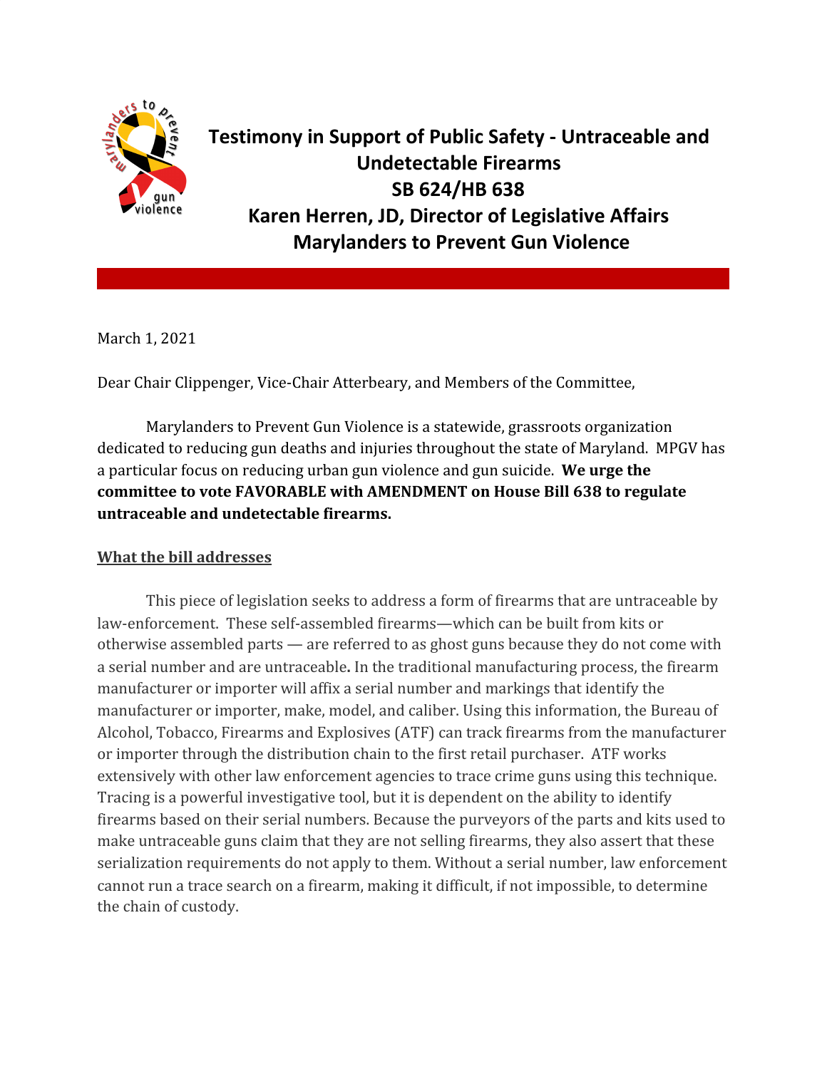# Testimony in Support of Public Safety - Untraceable and Undetectable Firearms
## SB 624/HB 638
## Karen Herren, JD, Director of Legislative Affairs
## Marylanders to Prevent Gun Violence

March 1, 2021

Dear Chair Clippenger, Vice-Chair Atterbeary, and Members of the Committee,

Marylanders to Prevent Gun Violence is a statewide, grassroots organization dedicated to reducing gun deaths and injuries throughout the state of Maryland. MPGV has a particular focus on reducing urban gun violence and gun suicide. **We urge the committee to vote FAVORABLE with AMENDMENT on House Bill 638 to regulate untraceable and undetectable firearms.**

### What the bill addresses

This piece of legislation seeks to address a form of firearms that are untraceable by law-enforcement. These self-assembled firearms—which can be built from kits or otherwise assembled parts — are referred to as ghost guns because they do not come with a serial number and are untraceable. In the traditional manufacturing process, the firearm manufacturer or importer will affix a serial number and markings that identify the manufacturer or importer, make, model, and caliber. Using this information, the Bureau of Alcohol, Tobacco, Firearms and Explosives (ATF) can track firearms from the manufacturer or importer through the distribution chain to the first retail purchaser. ATF works extensively with other law enforcement agencies to trace crime guns using this technique. Tracing is a powerful investigative tool, but it is dependent on the ability to identify firearms based on their serial numbers. Because the purveyors of the parts and kits used to make untraceable guns claim that they are not selling firearms, they also assert that these serialization requirements do not apply to them. Without a serial number, law enforcement cannot run a trace search on a firearm, making it difficult, if not impossible, to determine the chain of custody.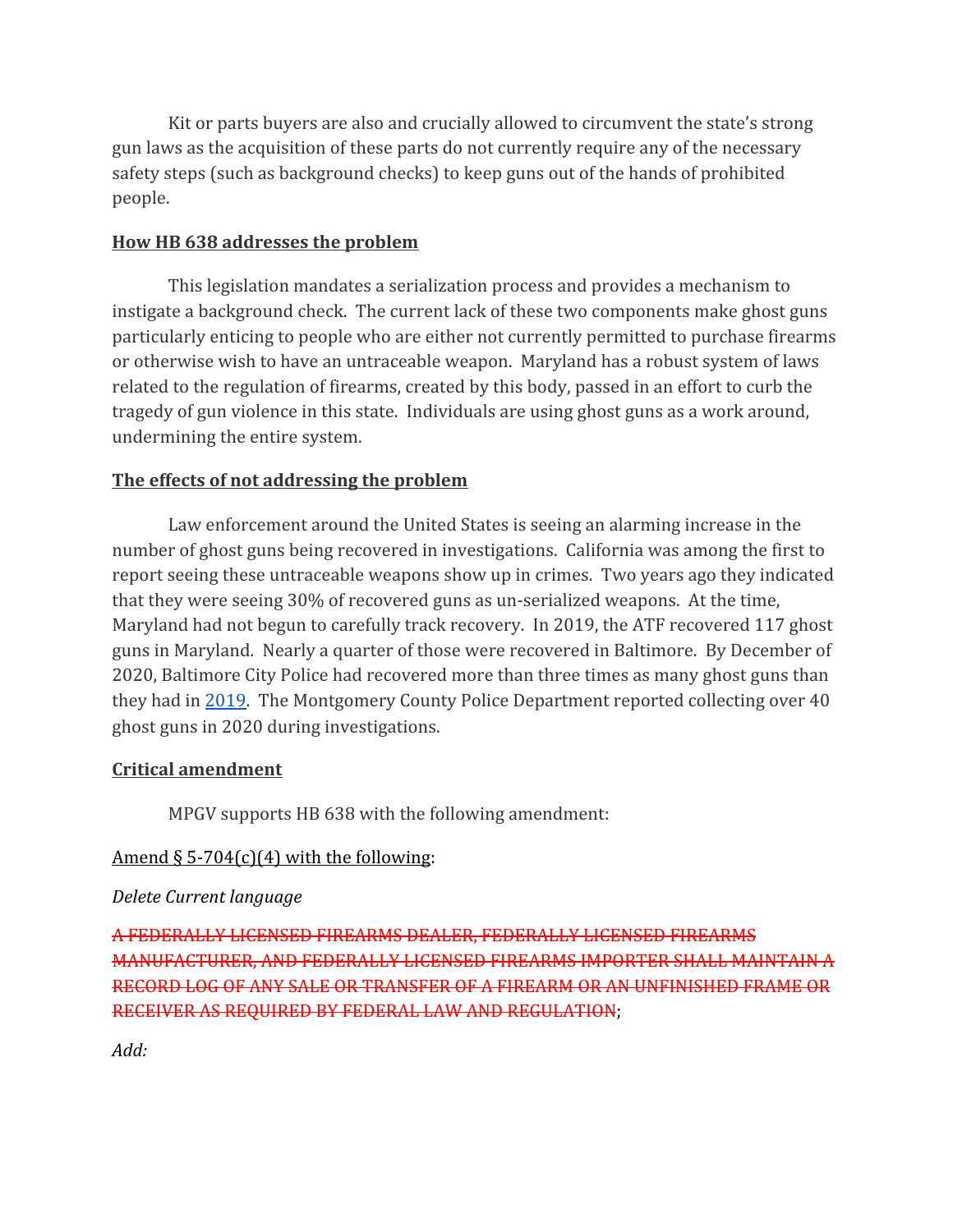Kit or parts buyers are also and crucially allowed to circumvent the state's strong gun laws as the acquisition of these parts do not currently require any of the necessary safety steps (such as background checks) to keep guns out of the hands of prohibited people.

**How HB 638 addresses the problem**

This legislation mandates a serialization process and provides a mechanism to instigate a background check. The current lack of these two components make ghost guns particularly enticing to people who are either not currently permitted to purchase firearms or otherwise wish to have an untraceable weapon. Maryland has a robust system of laws related to the regulation of firearms, created by this body, passed in an effort to curb the tragedy of gun violence in this state. Individuals are using ghost guns as a work around, undermining the entire system.

**The effects of not addressing the problem**

Law enforcement around the United States is seeing an alarming increase in the number of ghost guns being recovered in investigations. California was among the first to report seeing these untraceable weapons show up in crimes. Two years ago they indicated that they were seeing 30% of recovered guns as un-serialized weapons. At the time, Maryland had not begun to carefully track recovery. In 2019, the ATF recovered 117 ghost guns in Maryland. Nearly a quarter of those were recovered in Baltimore. By December of 2020, Baltimore City Police had recovered more than three times as many ghost guns than they had in 2019. The Montgomery County Police Department reported collecting over 40 ghost guns in 2020 during investigations.

**Critical amendment**

MPGV supports HB 638 with the following amendment:

Amend § 5-704(c)(4) with the following:

*Delete Current language*

~~A FEDERALLY LICENSED FIREARMS DEALER, FEDERALLY LICENSED FIREARMS MANUFACTURER, AND FEDERALLY LICENSED FIREARMS IMPORTER SHALL MAINTAIN A RECORD LOG OF ANY SALE OR TRANSFER OF A FIREARM OR AN UNFINISHED FRAME OR RECEIVER AS REQUIRED BY FEDERAL LAW AND REGULATION~~;

*Add:*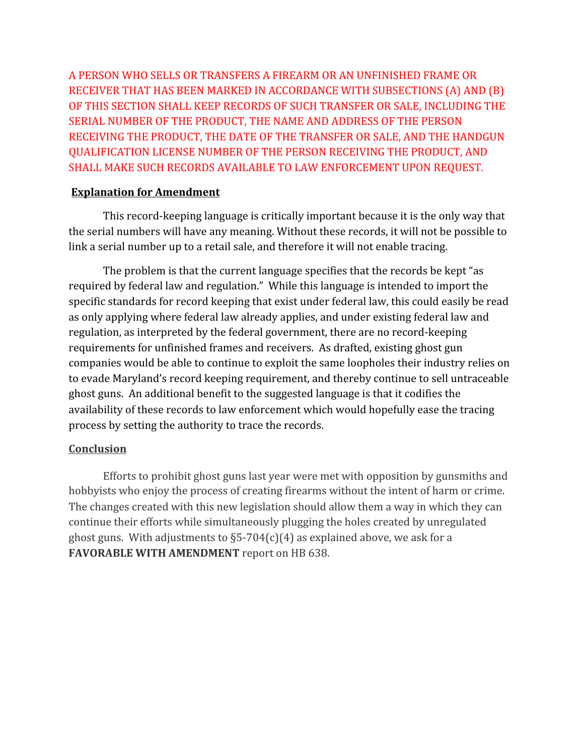A PERSON WHO SELLS OR TRANSFERS A FIREARM OR AN UNFINISHED FRAME OR RECEIVER THAT HAS BEEN MARKED IN ACCORDANCE WITH SUBSECTIONS (A) AND (B) OF THIS SECTION SHALL KEEP RECORDS OF SUCH TRANSFER OR SALE, INCLUDING THE SERIAL NUMBER OF THE PRODUCT, THE NAME AND ADDRESS OF THE PERSON RECEIVING THE PRODUCT, THE DATE OF THE TRANSFER OR SALE, AND THE HANDGUN QUALIFICATION LICENSE NUMBER OF THE PERSON RECEIVING THE PRODUCT, AND SHALL MAKE SUCH RECORDS AVAILABLE TO LAW ENFORCEMENT UPON REQUEST.

**Explanation for Amendment**

This record-keeping language is critically important because it is the only way that the serial numbers will have any meaning. Without these records, it will not be possible to link a serial number up to a retail sale, and therefore it will not enable tracing.

The problem is that the current language specifies that the records be kept "as required by federal law and regulation." While this language is intended to import the specific standards for record keeping that exist under federal law, this could easily be read as only applying where federal law already applies, and under existing federal law and regulation, as interpreted by the federal government, there are no record-keeping requirements for unfinished frames and receivers. As drafted, existing ghost gun companies would be able to continue to exploit the same loopholes their industry relies on to evade Maryland's record keeping requirement, and thereby continue to sell untraceable ghost guns. An additional benefit to the suggested language is that it codifies the availability of these records to law enforcement which would hopefully ease the tracing process by setting the authority to trace the records.

**Conclusion**

Efforts to prohibit ghost guns last year were met with opposition by gunsmiths and hobbyists who enjoy the process of creating firearms without the intent of harm or crime. The changes created with this new legislation should allow them a way in which they can continue their efforts while simultaneously plugging the holes created by unregulated ghost guns. With adjustments to §5-704(c)(4) as explained above, we ask for a **FAVORABLE WITH AMENDMENT** report on HB 638.